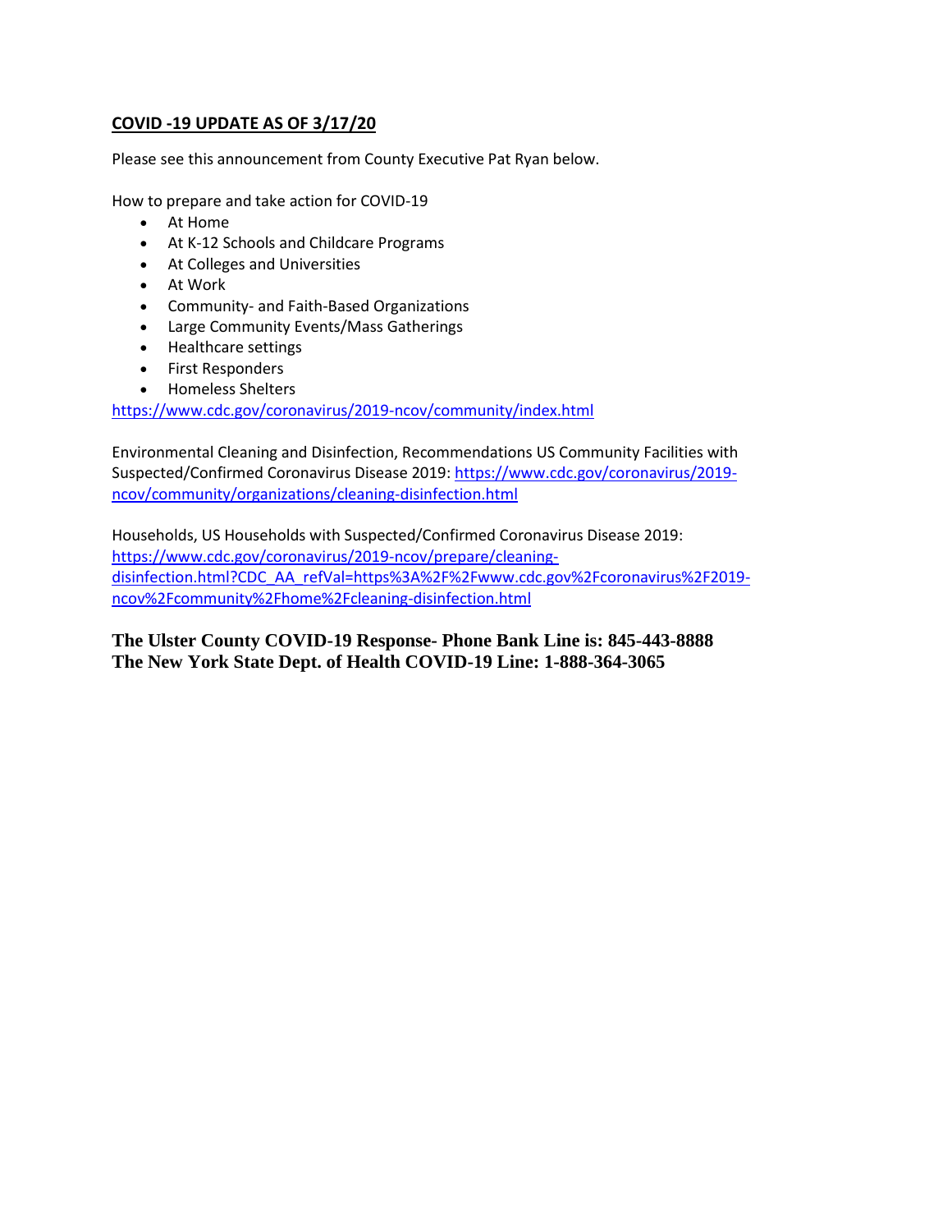## **COVID -19 UPDATE AS OF 3/17/20**

Please see this announcement from County Executive Pat Ryan below.

How to prepare and take action for COVID-19

- At Home
- At K-12 Schools and Childcare Programs
- At Colleges and Universities
- At Work
- Community- and Faith-Based Organizations
- Large Community Events/Mass Gatherings
- Healthcare settings
- First Responders
- Homeless Shelters

https://www.cdc.gov/coronavirus/2019-ncov/community/index.html

Environmental Cleaning and Disinfection, Recommendations US Community Facilities with Suspected/Confirmed Coronavirus Disease 2019: https://www.cdc.gov/coronavirus/2019-ncov/community/organizations/cleaning-disinfection.html

Households, US Households with Suspected/Confirmed Coronavirus Disease 2019: https://www.cdc.gov/coronavirus/2019-ncov/prepare/cleaning-disinfection.html?CDC_AA_refVal=https%3A%2F%2Fwww.cdc.gov%2Fcoronavirus%2F2019-ncov%2Fcommunity%2Fhome%2Fcleaning-disinfection.html

**The Ulster County COVID-19 Response- Phone Bank Line is: 845-443-8888**
**The New York State Dept. of Health COVID-19 Line: 1-888-364-3065**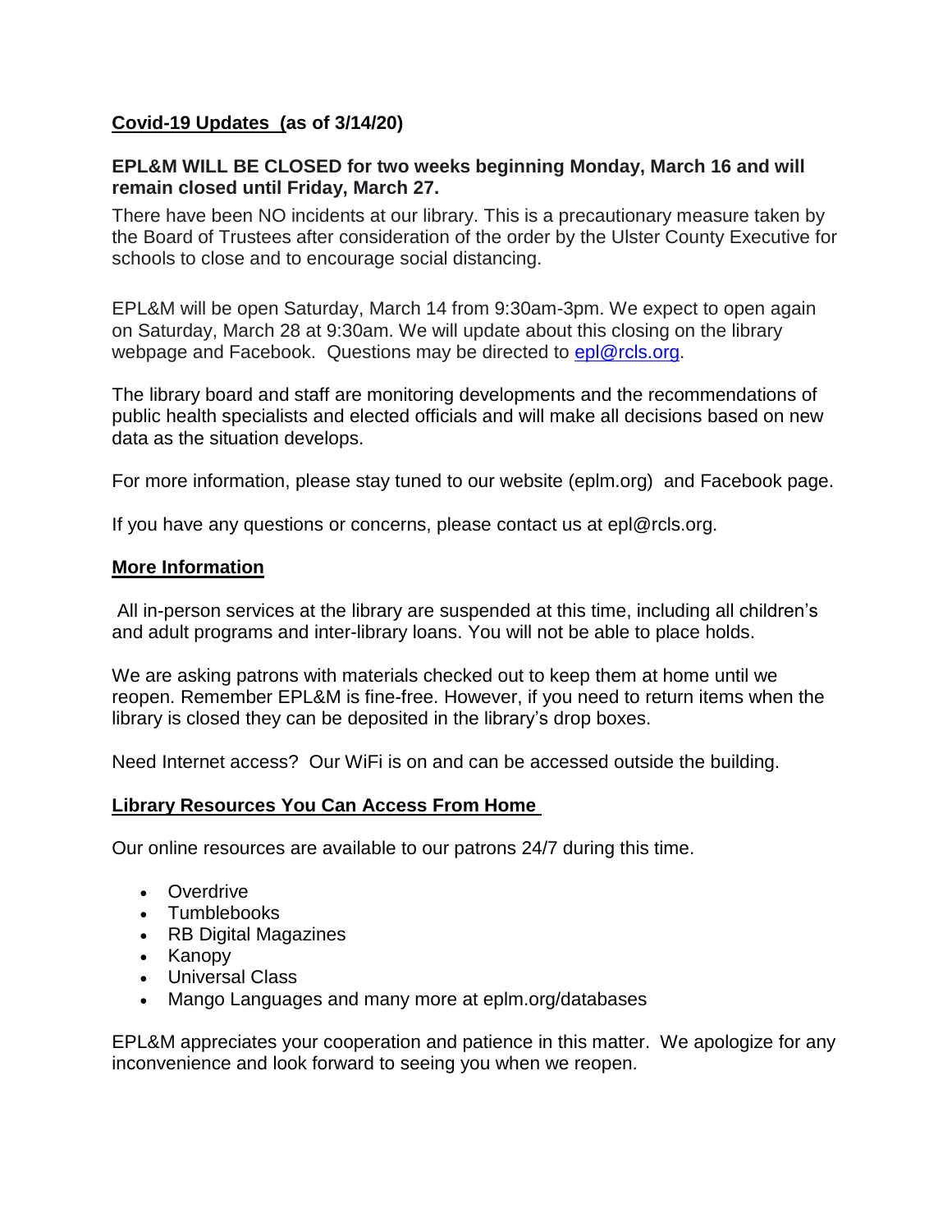## Covid-19 Updates (as of 3/14/20)

**EPL&M WILL BE CLOSED for two weeks beginning Monday, March 16 and will remain closed until Friday, March 27.**

There have been NO incidents at our library. This is a precautionary measure taken by the Board of Trustees after consideration of the order by the Ulster County Executive for schools to close and to encourage social distancing.

EPL&M will be open Saturday, March 14 from 9:30am-3pm. We expect to open again on Saturday, March 28 at 9:30am. We will update about this closing on the library webpage and Facebook. Questions may be directed to epl@rcls.org.

The library board and staff are monitoring developments and the recommendations of public health specialists and elected officials and will make all decisions based on new data as the situation develops.

For more information, please stay tuned to our website (eplm.org) and Facebook page.

If you have any questions or concerns, please contact us at epl@rcls.org.

## More Information

All in-person services at the library are suspended at this time, including all children's and adult programs and inter-library loans. You will not be able to place holds.

We are asking patrons with materials checked out to keep them at home until we reopen. Remember EPL&M is fine-free. However, if you need to return items when the library is closed they can be deposited in the library's drop boxes.

Need Internet access? Our WiFi is on and can be accessed outside the building.

## Library Resources You Can Access From Home

Our online resources are available to our patrons 24/7 during this time.

- Overdrive
- Tumblebooks
- RB Digital Magazines
- Kanopy
- Universal Class
- Mango Languages and many more at eplm.org/databases

EPL&M appreciates your cooperation and patience in this matter. We apologize for any inconvenience and look forward to seeing you when we reopen.